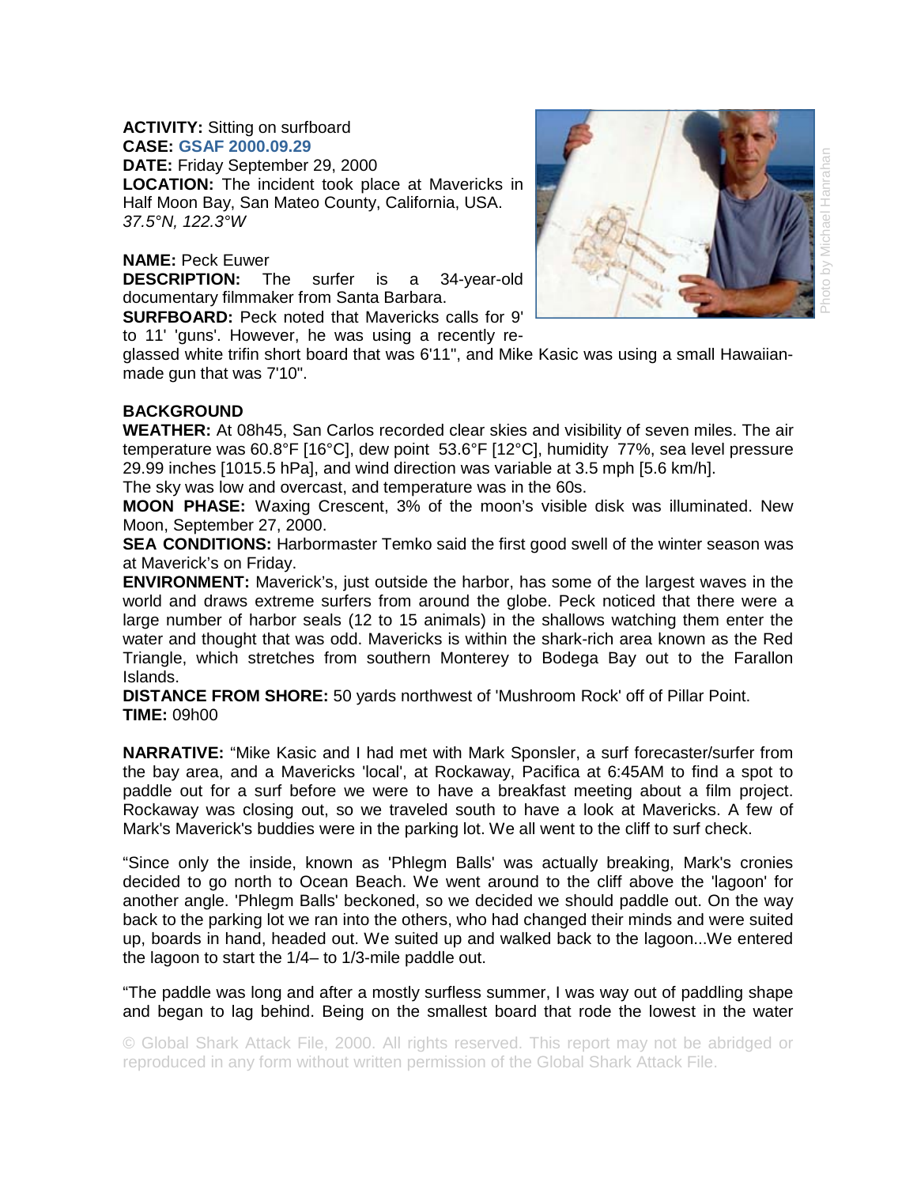**ACTIVITY:** Sitting on surfboard
**CASE:** GSAF 2000.09.29
**DATE:** Friday September 29, 2000
**LOCATION:** The incident took place at Mavericks in Half Moon Bay, San Mateo County, California, USA.
*37.5°N, 122.3°W*

**NAME:** Peck Euwer
**DESCRIPTION:** The surfer is a 34-year-old documentary filmmaker from Santa Barbara.
**SURFBOARD:** Peck noted that Mavericks calls for 9' to 11' 'guns'. However, he was using a recently re-glassed white trifin short board that was 6'11", and Mike Kasic was using a small Hawaiian-made gun that was 7'10".

Photo by Michael Hanrahan

**BACKGROUND**
**WEATHER:** At 08h45, San Carlos recorded clear skies and visibility of seven miles. The air temperature was 60.8°F [16°C], dew point 53.6°F [12°C], humidity 77%, sea level pressure 29.99 inches [1015.5 hPa], and wind direction was variable at 3.5 mph [5.6 km/h].
The sky was low and overcast, and temperature was in the 60s.
**MOON PHASE:** Waxing Crescent, 3% of the moon's visible disk was illuminated. New Moon, September 27, 2000.
**SEA CONDITIONS:** Harbormaster Temko said the first good swell of the winter season was at Maverick's on Friday.
**ENVIRONMENT:** Maverick's, just outside the harbor, has some of the largest waves in the world and draws extreme surfers from around the globe. Peck noticed that there were a large number of harbor seals (12 to 15 animals) in the shallows watching them enter the water and thought that was odd. Mavericks is within the shark-rich area known as the Red Triangle, which stretches from southern Monterey to Bodega Bay out to the Farallon Islands.
**DISTANCE FROM SHORE:** 50 yards northwest of 'Mushroom Rock' off of Pillar Point.
**TIME:** 09h00

**NARRATIVE:** "Mike Kasic and I had met with Mark Sponsler, a surf forecaster/surfer from the bay area, and a Mavericks 'local', at Rockaway, Pacifica at 6:45AM to find a spot to paddle out for a surf before we were to have a breakfast meeting about a film project. Rockaway was closing out, so we traveled south to have a look at Mavericks. A few of Mark's Maverick's buddies were in the parking lot. We all went to the cliff to surf check.

"Since only the inside, known as 'Phlegm Balls' was actually breaking, Mark's cronies decided to go north to Ocean Beach. We went around to the cliff above the 'lagoon' for another angle. 'Phlegm Balls' beckoned, so we decided we should paddle out. On the way back to the parking lot we ran into the others, who had changed their minds and were suited up, boards in hand, headed out. We suited up and walked back to the lagoon...We entered the lagoon to start the 1/4– to 1/3-mile paddle out.

"The paddle was long and after a mostly surfless summer, I was way out of paddling shape and began to lag behind. Being on the smallest board that rode the lowest in the water

© Global Shark Attack File, 2000. All rights reserved. This report may not be abridged or reproduced in any form without written permission of the Global Shark Attack File.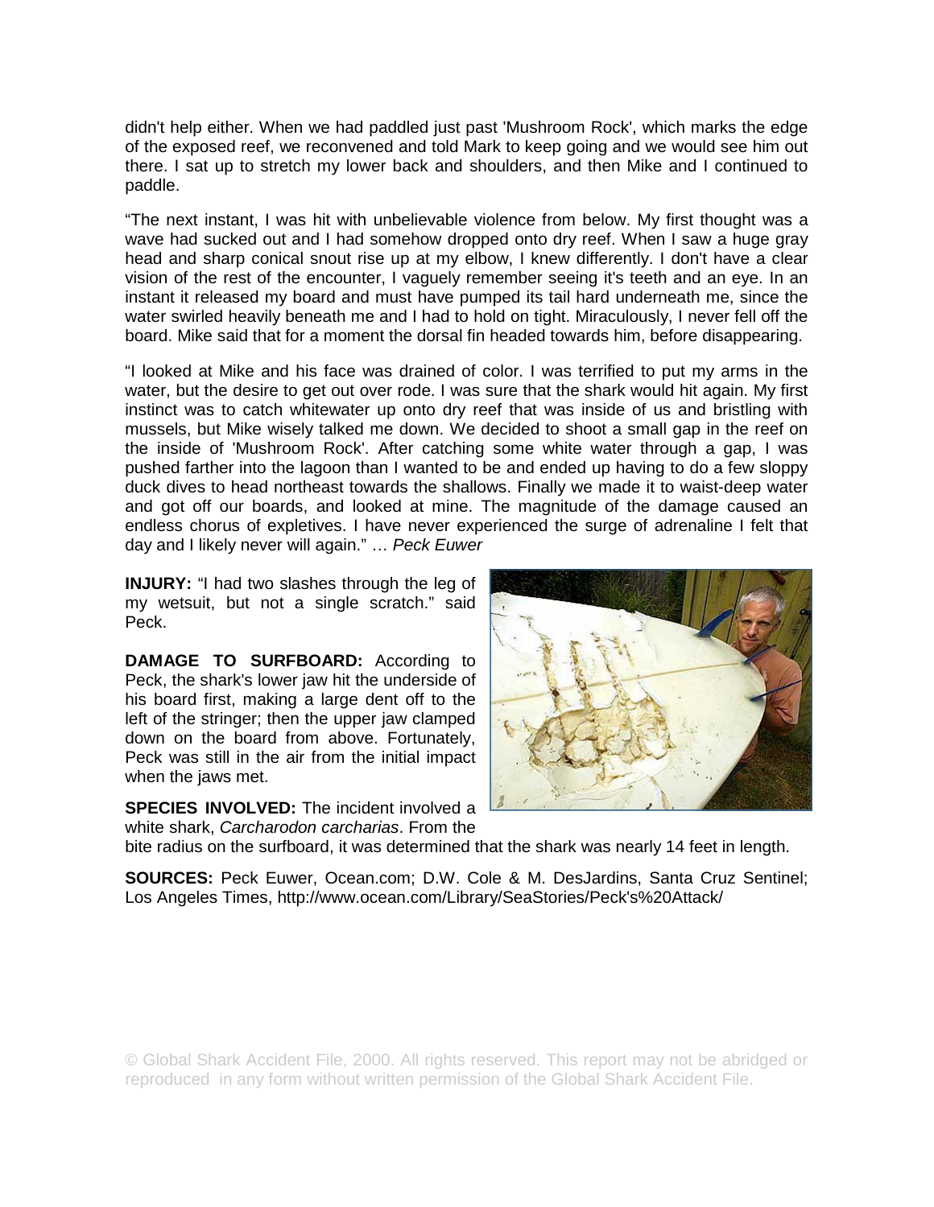didn't help either. When we had paddled just past 'Mushroom Rock', which marks the edge of the exposed reef, we reconvened and told Mark to keep going and we would see him out there. I sat up to stretch my lower back and shoulders, and then Mike and I continued to paddle.

“The next instant, I was hit with unbelievable violence from below. My first thought was a wave had sucked out and I had somehow dropped onto dry reef. When I saw a huge gray head and sharp conical snout rise up at my elbow, I knew differently. I don't have a clear vision of the rest of the encounter, I vaguely remember seeing it's teeth and an eye. In an instant it released my board and must have pumped its tail hard underneath me, since the water swirled heavily beneath me and I had to hold on tight. Miraculously, I never fell off the board. Mike said that for a moment the dorsal fin headed towards him, before disappearing.

“I looked at Mike and his face was drained of color. I was terrified to put my arms in the water, but the desire to get out over rode. I was sure that the shark would hit again. My first instinct was to catch whitewater up onto dry reef that was inside of us and bristling with mussels, but Mike wisely talked me down. We decided to shoot a small gap in the reef on the inside of 'Mushroom Rock'. After catching some white water through a gap, I was pushed farther into the lagoon than I wanted to be and ended up having to do a few sloppy duck dives to head northeast towards the shallows. Finally we made it to waist-deep water and got off our boards, and looked at mine. The magnitude of the damage caused an endless chorus of expletives. I have never experienced the surge of adrenaline I felt that day and I likely never will again.” … *Peck Euwer*

**INJURY:** “I had two slashes through the leg of my wetsuit, but not a single scratch.” said Peck.

**DAMAGE TO SURFBOARD:** According to Peck, the shark's lower jaw hit the underside of his board first, making a large dent off to the left of the stringer; then the upper jaw clamped down on the board from above. Fortunately, Peck was still in the air from the initial impact when the jaws met.

**SPECIES INVOLVED:** The incident involved a white shark, *Carcharodon carcharias*. From the bite radius on the surfboard, it was determined that the shark was nearly 14 feet in length.

**SOURCES:** Peck Euwer, Ocean.com; D.W. Cole & M. DesJardins, Santa Cruz Sentinel; Los Angeles Times, http://www.ocean.com/Library/SeaStories/Peck's%20Attack/

© Global Shark Accident File, 2000. All rights reserved. This report may not be abridged or reproduced in any form without written permission of the Global Shark Accident File.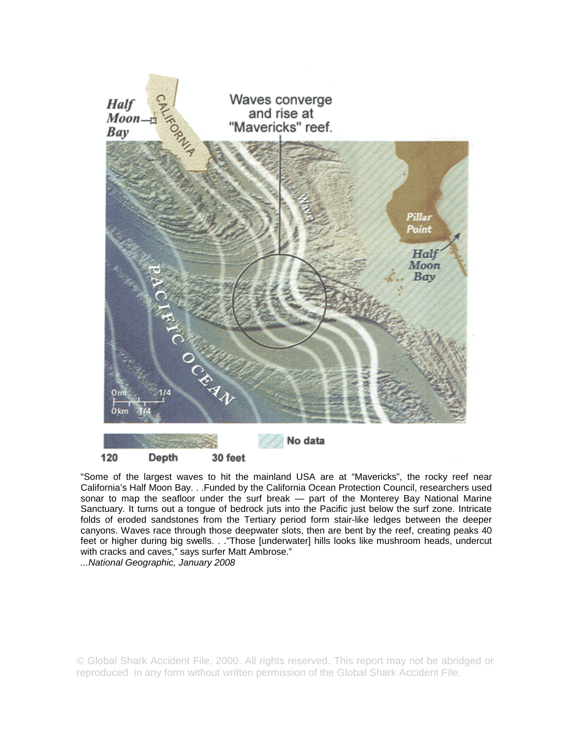Half Moon Bay

CALIFORNIA

Waves converge and rise at "Mavericks" reef.

Wave

Pillar Point

Half Moon Bay

PACIFIC OCEAN

0 mi 1/4

0 km 1/4

120 Depth 30 feet

No data

"Some of the largest waves to hit the mainland USA are at "Mavericks", the rocky reef near California's Half Moon Bay. . .Funded by the California Ocean Protection Council, researchers used sonar to map the seafloor under the surf break — part of the Monterey Bay National Marine Sanctuary. It turns out a tongue of bedrock juts into the Pacific just below the surf zone. Intricate folds of eroded sandstones from the Tertiary period form stair-like ledges between the deeper canyons. Waves race through those deepwater slots, then are bent by the reef, creating peaks 40 feet or higher during big swells. . ."Those [underwater] hills looks like mushroom heads, undercut with cracks and caves," says surfer Matt Ambrose."

*...National Geographic, January 2008*

© Global Shark Accident File, 2000. All rights reserved. This report may not be abridged or reproduced in any form without written permission of the Global Shark Accident File.